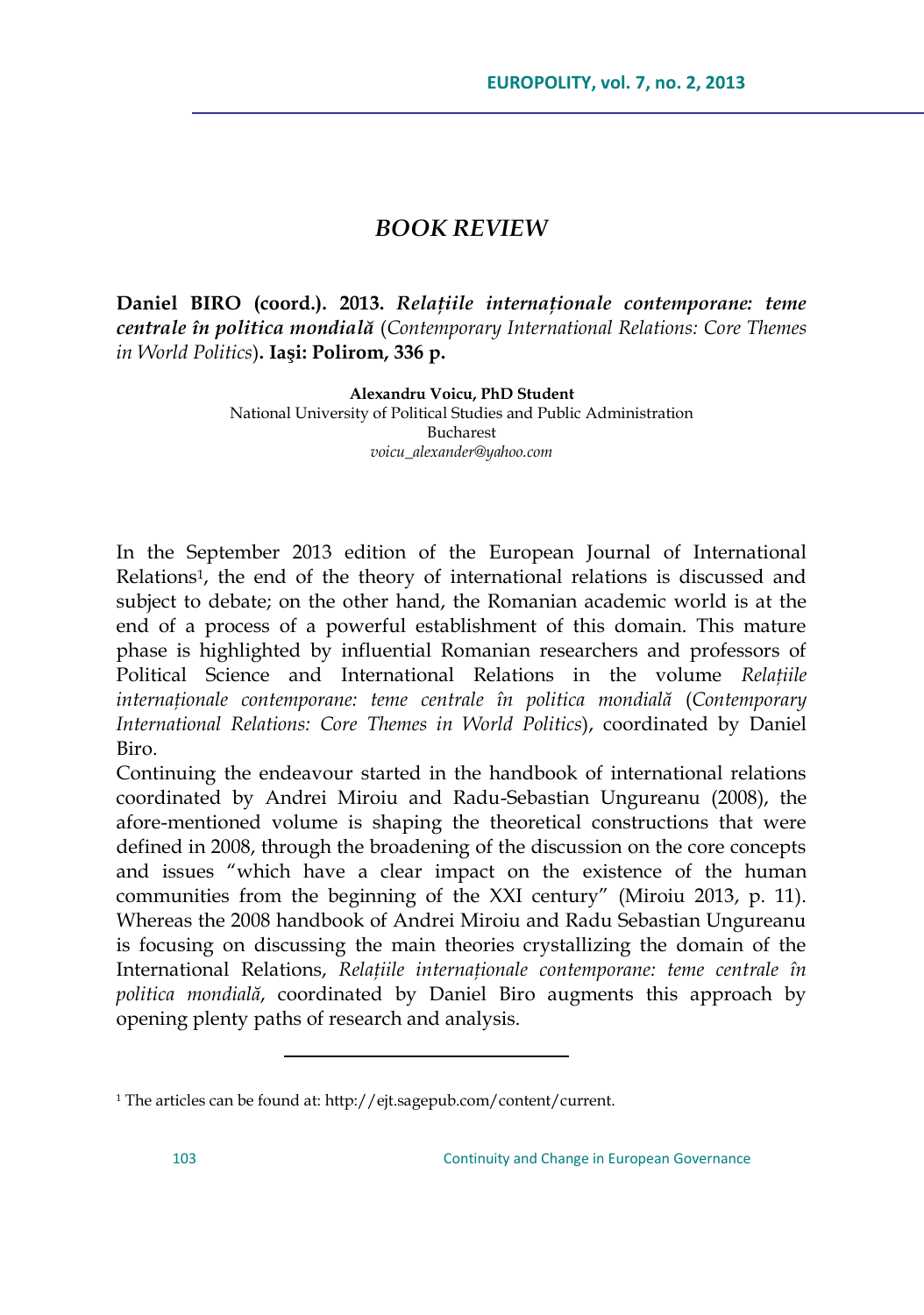# *BOOK REVIEW*

**Daniel BIRO (coord.). 2013.** ***Relațiile internaționale contemporane: teme centrale în politica mondială*** **(*Contemporary International Relations: Core Themes in World Politics*). Iaşi: Polirom, 336 p.**

**Alexandru Voicu, PhD Student**
National University of Political Studies and Public Administration
Bucharest
*voicu_alexander@yahoo.com*

In the September 2013 edition of the European Journal of International Relations[1], the end of the theory of international relations is discussed and subject to debate; on the other hand, the Romanian academic world is at the end of a process of a powerful establishment of this domain. This mature phase is highlighted by influential Romanian researchers and professors of Political Science and International Relations in the volume *Relațiile internaționale contemporane: teme centrale în politica mondială* (*Contemporary International Relations: Core Themes in World Politics*), coordinated by Daniel Biro.

Continuing the endeavour started in the handbook of international relations coordinated by Andrei Miroiu and Radu-Sebastian Ungureanu (2008), the afore-mentioned volume is shaping the theoretical constructions that were defined in 2008, through the broadening of the discussion on the core concepts and issues "which have a clear impact on the existence of the human communities from the beginning of the XXI century" (Miroiu 2013, p. 11). Whereas the 2008 handbook of Andrei Miroiu and Radu Sebastian Ungureanu is focusing on discussing the main theories crystallizing the domain of the International Relations, *Relațiile internaționale contemporane: teme centrale în politica mondială*, coordinated by Daniel Biro augments this approach by opening plenty paths of research and analysis.

---

[1] The articles can be found at: http://ejt.sagepub.com/content/current.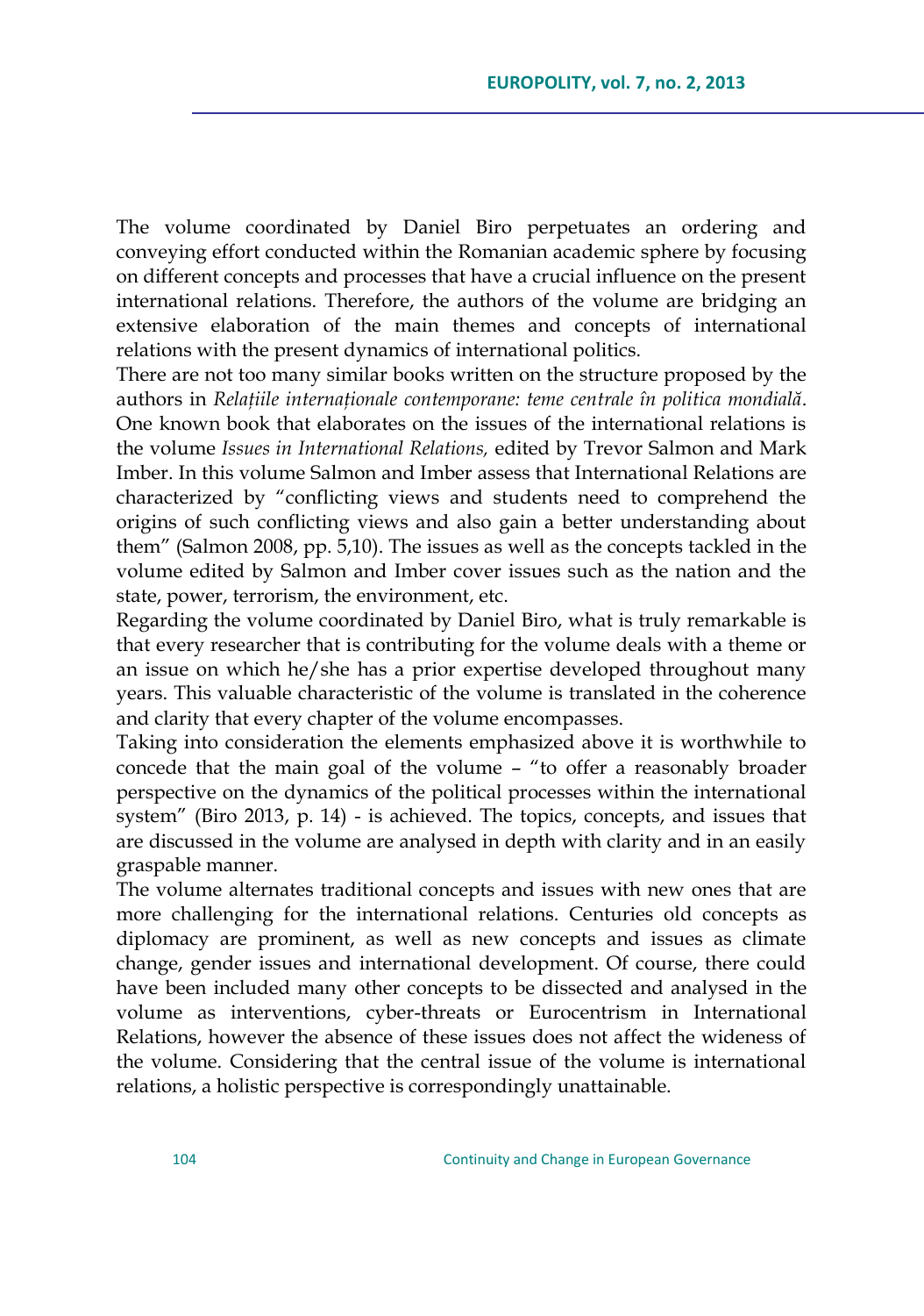The volume coordinated by Daniel Biro perpetuates an ordering and conveying effort conducted within the Romanian academic sphere by focusing on different concepts and processes that have a crucial influence on the present international relations. Therefore, the authors of the volume are bridging an extensive elaboration of the main themes and concepts of international relations with the present dynamics of international politics.

There are not too many similar books written on the structure proposed by the authors in *Relațiile internaționale contemporane: teme centrale în politica mondială*. One known book that elaborates on the issues of the international relations is the volume *Issues in International Relations,* edited by Trevor Salmon and Mark Imber. In this volume Salmon and Imber assess that International Relations are characterized by "conflicting views and students need to comprehend the origins of such conflicting views and also gain a better understanding about them" (Salmon 2008, pp. 5,10). The issues as well as the concepts tackled in the volume edited by Salmon and Imber cover issues such as the nation and the state, power, terrorism, the environment, etc.

Regarding the volume coordinated by Daniel Biro, what is truly remarkable is that every researcher that is contributing for the volume deals with a theme or an issue on which he/she has a prior expertise developed throughout many years. This valuable characteristic of the volume is translated in the coherence and clarity that every chapter of the volume encompasses.

Taking into consideration the elements emphasized above it is worthwhile to concede that the main goal of the volume – "to offer a reasonably broader perspective on the dynamics of the political processes within the international system" (Biro 2013, p. 14) - is achieved. The topics, concepts, and issues that are discussed in the volume are analysed in depth with clarity and in an easily graspable manner.

The volume alternates traditional concepts and issues with new ones that are more challenging for the international relations. Centuries old concepts as diplomacy are prominent, as well as new concepts and issues as climate change, gender issues and international development. Of course, there could have been included many other concepts to be dissected and analysed in the volume as interventions, cyber-threats or Eurocentrism in International Relations, however the absence of these issues does not affect the wideness of the volume. Considering that the central issue of the volume is international relations, a holistic perspective is correspondingly unattainable.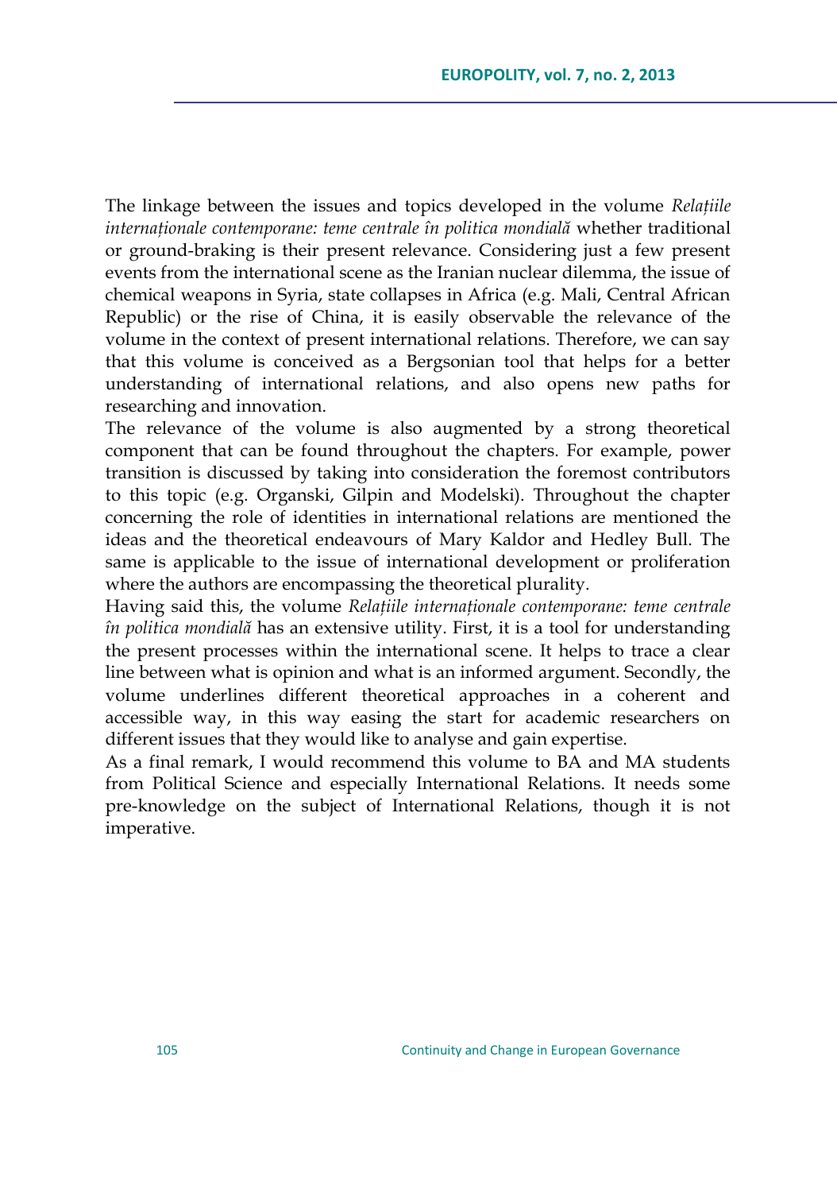The linkage between the issues and topics developed in the volume *Relațiile internaționale contemporane: teme centrale în politica mondială* whether traditional or ground-braking is their present relevance. Considering just a few present events from the international scene as the Iranian nuclear dilemma, the issue of chemical weapons in Syria, state collapses in Africa (e.g. Mali, Central African Republic) or the rise of China, it is easily observable the relevance of the volume in the context of present international relations. Therefore, we can say that this volume is conceived as a Bergsonian tool that helps for a better understanding of international relations, and also opens new paths for researching and innovation.

The relevance of the volume is also augmented by a strong theoretical component that can be found throughout the chapters. For example, power transition is discussed by taking into consideration the foremost contributors to this topic (e.g. Organski, Gilpin and Modelski). Throughout the chapter concerning the role of identities in international relations are mentioned the ideas and the theoretical endeavours of Mary Kaldor and Hedley Bull. The same is applicable to the issue of international development or proliferation where the authors are encompassing the theoretical plurality.

Having said this, the volume *Relațiile internaționale contemporane: teme centrale în politica mondială* has an extensive utility. First, it is a tool for understanding the present processes within the international scene. It helps to trace a clear line between what is opinion and what is an informed argument. Secondly, the volume underlines different theoretical approaches in a coherent and accessible way, in this way easing the start for academic researchers on different issues that they would like to analyse and gain expertise.

As a final remark, I would recommend this volume to BA and MA students from Political Science and especially International Relations. It needs some pre-knowledge on the subject of International Relations, though it is not imperative.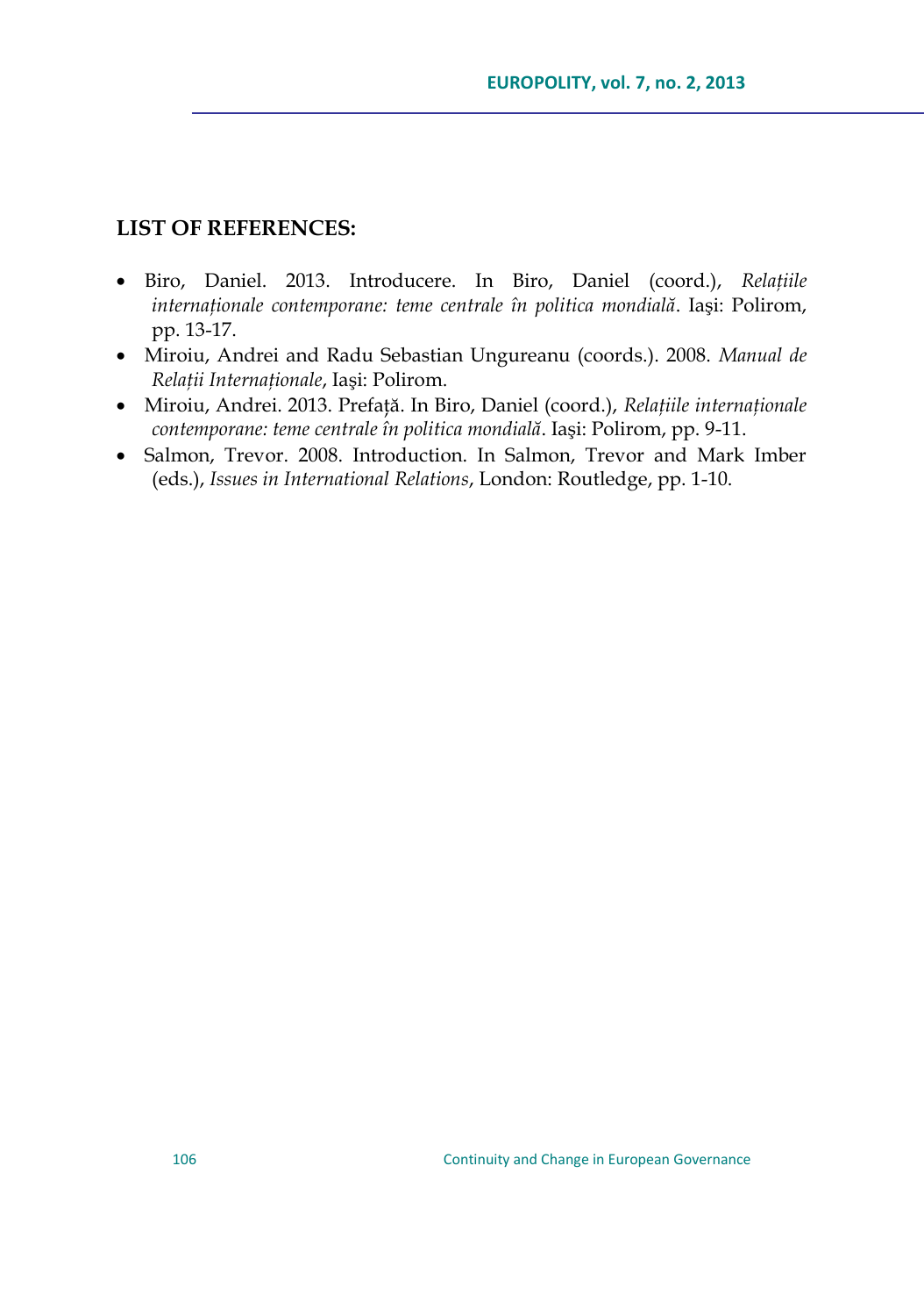## LIST OF REFERENCES:

- Biro, Daniel. 2013. Introducere. In Biro, Daniel (coord.), *Relațiile internaționale contemporane: teme centrale în politica mondială*. Iaşi: Polirom, pp. 13-17.
- Miroiu, Andrei and Radu Sebastian Ungureanu (coords.). 2008. *Manual de Relații Internaționale*, Iaşi: Polirom.
- Miroiu, Andrei. 2013. Prefață. In Biro, Daniel (coord.), *Relațiile internaționale contemporane: teme centrale în politica mondială*. Iaşi: Polirom, pp. 9-11.
- Salmon, Trevor. 2008. Introduction. In Salmon, Trevor and Mark Imber (eds.), *Issues in International Relations*, London: Routledge, pp. 1-10.